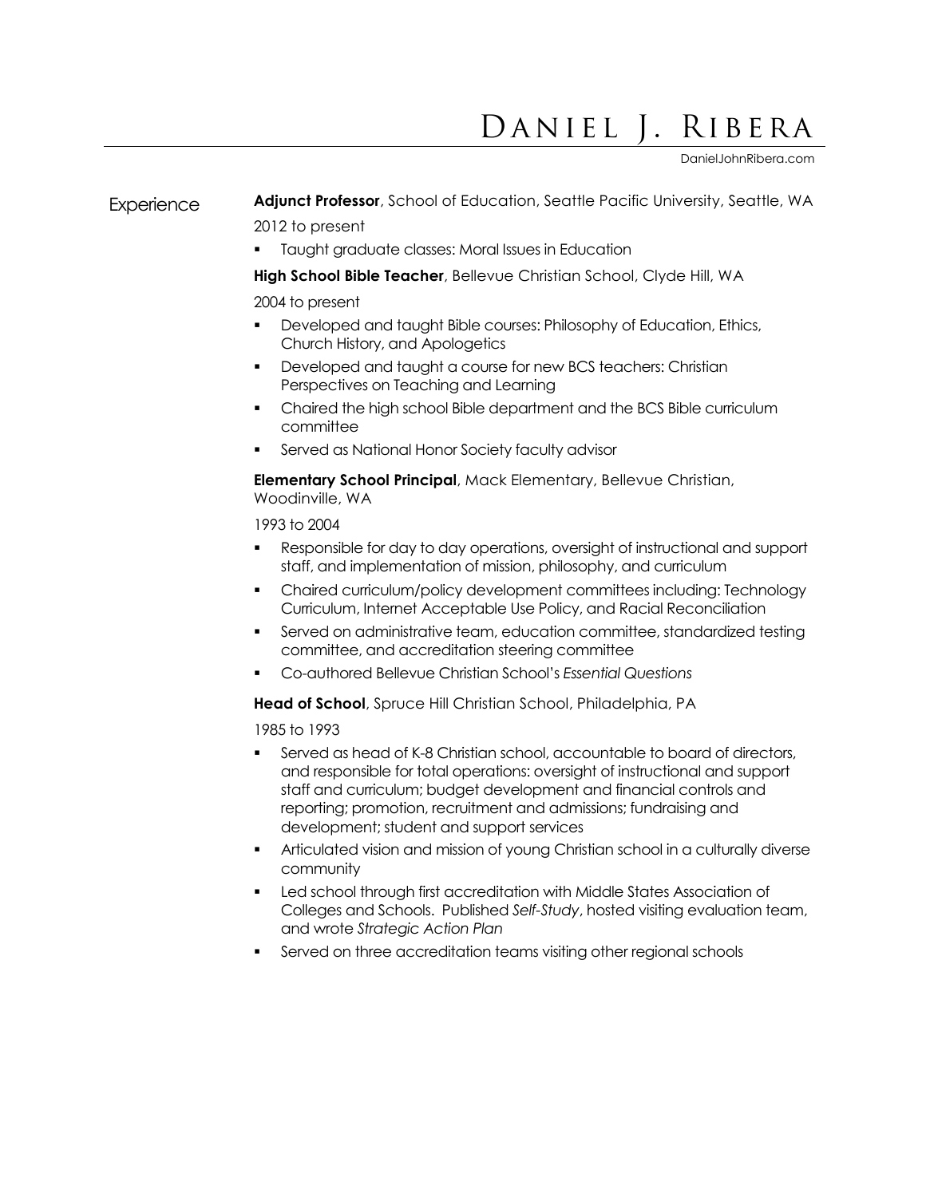# Daniel J. Ribera

DanielJohnRibera.com

## Experience

**Adjunct Professor**, School of Education, Seattle Pacific University, Seattle, WA

2012 to present

- Taught graduate classes: Moral Issues in Education

**High School Bible Teacher**, Bellevue Christian School, Clyde Hill, WA

2004 to present

- Developed and taught Bible courses: Philosophy of Education, Ethics, Church History, and Apologetics
- Developed and taught a course for new BCS teachers: Christian Perspectives on Teaching and Learning
- Chaired the high school Bible department and the BCS Bible curriculum committee
- Served as National Honor Society faculty advisor

**Elementary School Principal**, Mack Elementary, Bellevue Christian, Woodinville, WA

1993 to 2004

- Responsible for day to day operations, oversight of instructional and support staff, and implementation of mission, philosophy, and curriculum
- Chaired curriculum/policy development committees including: Technology Curriculum, Internet Acceptable Use Policy, and Racial Reconciliation
- Served on administrative team, education committee, standardized testing committee, and accreditation steering committee
- Co-authored Bellevue Christian School's *Essential Questions*

**Head of School**, Spruce Hill Christian School, Philadelphia, PA

1985 to 1993

- Served as head of K-8 Christian school, accountable to board of directors, and responsible for total operations: oversight of instructional and support staff and curriculum; budget development and financial controls and reporting; promotion, recruitment and admissions; fundraising and development; student and support services
- Articulated vision and mission of young Christian school in a culturally diverse community
- Led school through first accreditation with Middle States Association of Colleges and Schools. Published *Self-Study*, hosted visiting evaluation team, and wrote *Strategic Action Plan*
- Served on three accreditation teams visiting other regional schools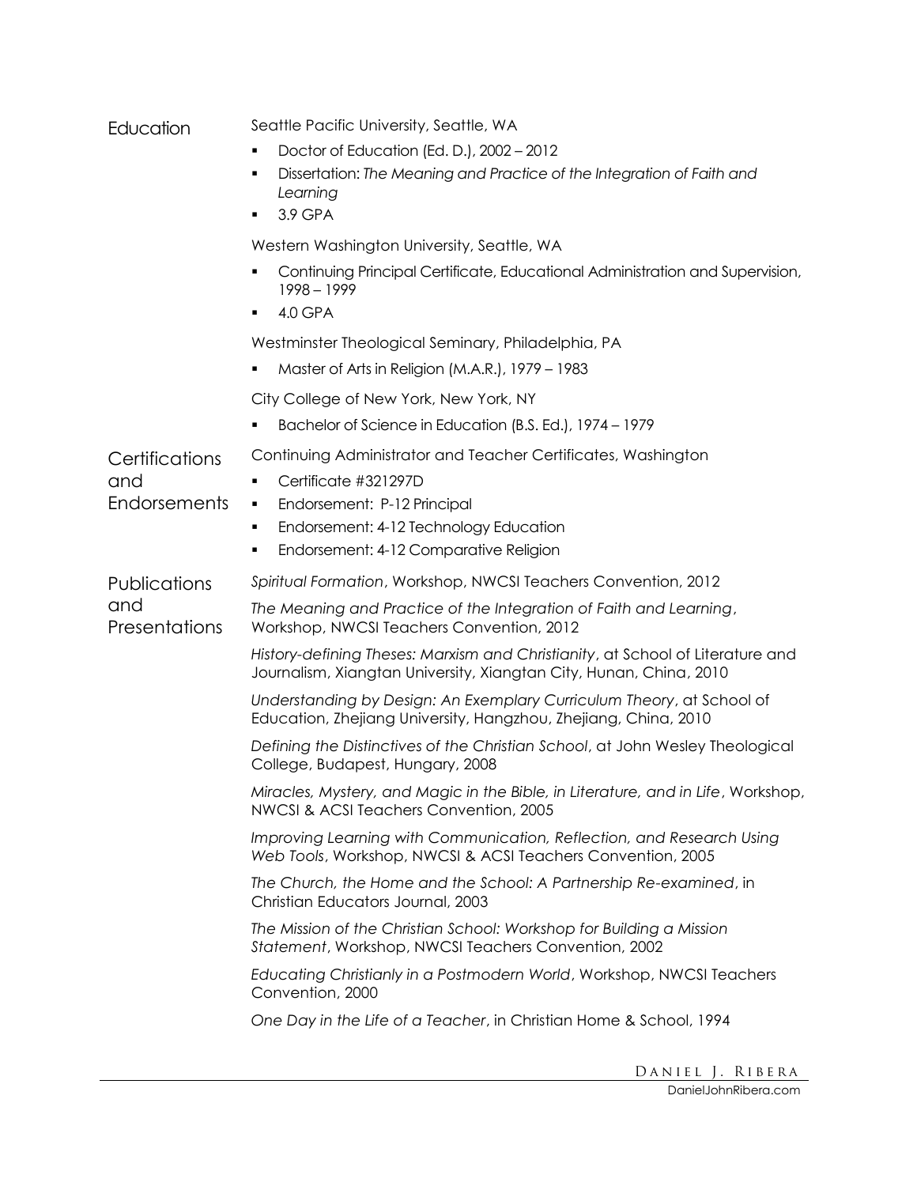## Education

Seattle Pacific University, Seattle, WA

- Doctor of Education (Ed. D.), 2002 – 2012
- Dissertation: *The Meaning and Practice of the Integration of Faith and Learning*
- 3.9 GPA

Western Washington University, Seattle, WA

- Continuing Principal Certificate, Educational Administration and Supervision, 1998 – 1999
- 4.0 GPA

Westminster Theological Seminary, Philadelphia, PA

- Master of Arts in Religion (M.A.R.), 1979 – 1983

City College of New York, New York, NY

- Bachelor of Science in Education (B.S. Ed.), 1974 – 1979

## Certifications and Endorsements

Continuing Administrator and Teacher Certificates, Washington

- Certificate #321297D
- Endorsement: P-12 Principal
- Endorsement: 4-12 Technology Education
- Endorsement: 4-12 Comparative Religion

## Publications and Presentations

*Spiritual Formation*, Workshop, NWCSI Teachers Convention, 2012

*The Meaning and Practice of the Integration of Faith and Learning*, Workshop, NWCSI Teachers Convention, 2012

*History-defining Theses: Marxism and Christianity*, at School of Literature and Journalism, Xiangtan University, Xiangtan City, Hunan, China, 2010

*Understanding by Design: An Exemplary Curriculum Theory*, at School of Education, Zhejiang University, Hangzhou, Zhejiang, China, 2010

*Defining the Distinctives of the Christian School*, at John Wesley Theological College, Budapest, Hungary, 2008

*Miracles, Mystery, and Magic in the Bible, in Literature, and in Life*, Workshop, NWCSI & ACSI Teachers Convention, 2005

*Improving Learning with Communication, Reflection, and Research Using Web Tools*, Workshop, NWCSI & ACSI Teachers Convention, 2005

*The Church, the Home and the School: A Partnership Re-examined*, in Christian Educators Journal, 2003

*The Mission of the Christian School: Workshop for Building a Mission Statement*, Workshop, NWCSI Teachers Convention, 2002

*Educating Christianly in a Postmodern World*, Workshop, NWCSI Teachers Convention, 2000

*One Day in the Life of a Teacher*, in Christian Home & School, 1994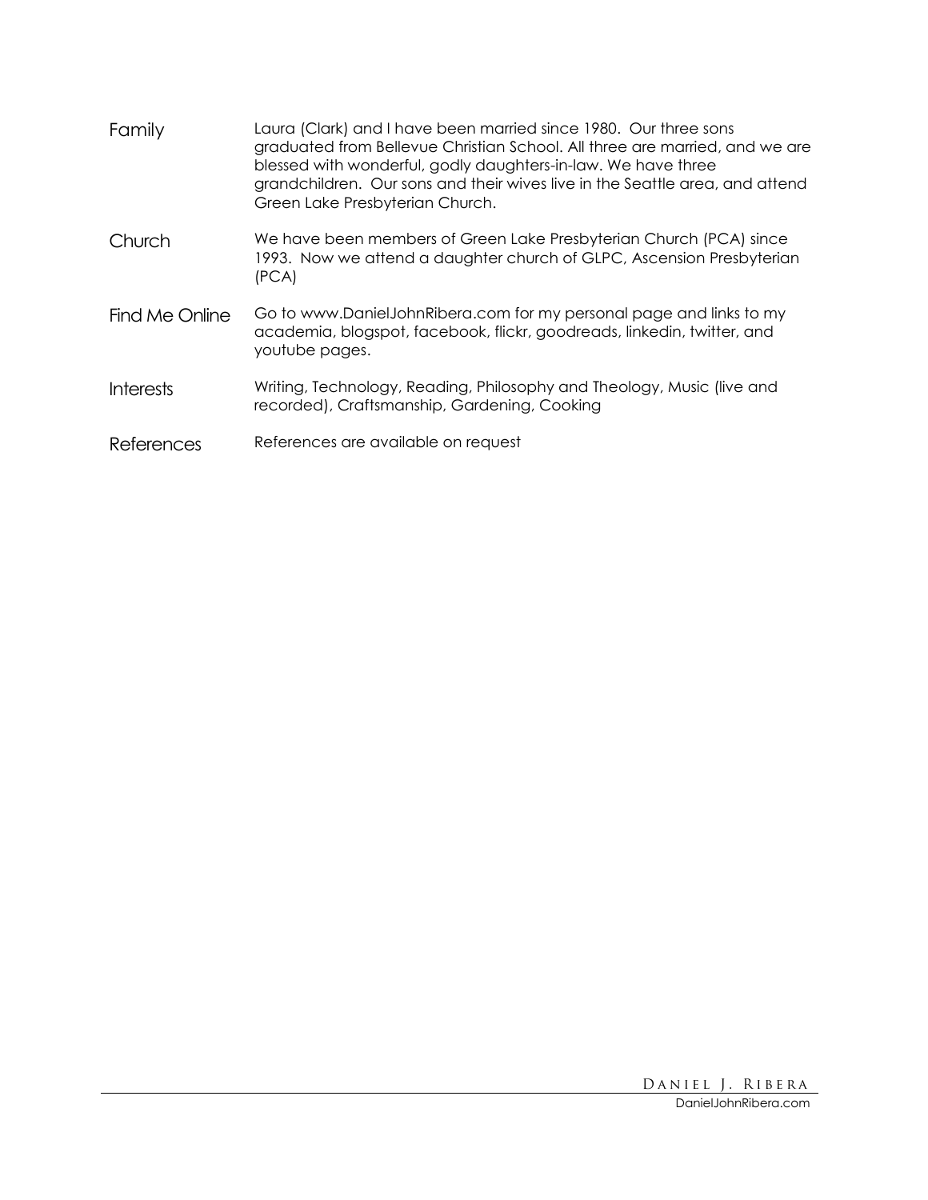**Family**

Laura (Clark) and I have been married since 1980. Our three sons graduated from Bellevue Christian School. All three are married, and we are blessed with wonderful, godly daughters-in-law. We have three grandchildren. Our sons and their wives live in the Seattle area, and attend Green Lake Presbyterian Church.

**Church**

We have been members of Green Lake Presbyterian Church (PCA) since 1993. Now we attend a daughter church of GLPC, Ascension Presbyterian (PCA)

**Find Me Online**

Go to www.DanielJohnRibera.com for my personal page and links to my academia, blogspot, facebook, flickr, goodreads, linkedin, twitter, and youtube pages.

**Interests**

Writing, Technology, Reading, Philosophy and Theology, Music (live and recorded), Craftsmanship, Gardening, Cooking

**References**

References are available on request